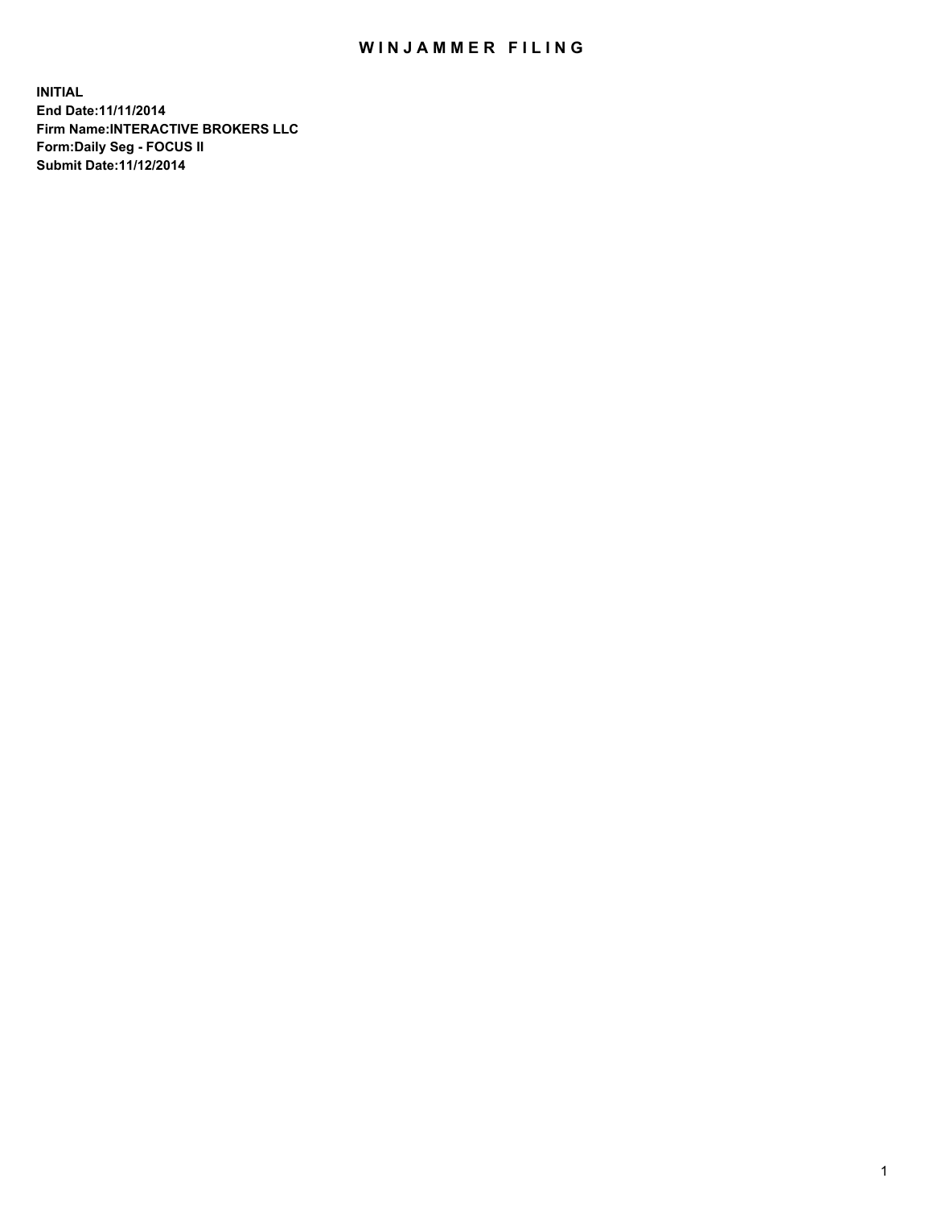# WINJAMMER FILING

**INITIAL**
**End Date:11/11/2014**
**Firm Name:INTERACTIVE BROKERS LLC**
**Form:Daily Seg - FOCUS II**
**Submit Date:11/12/2014**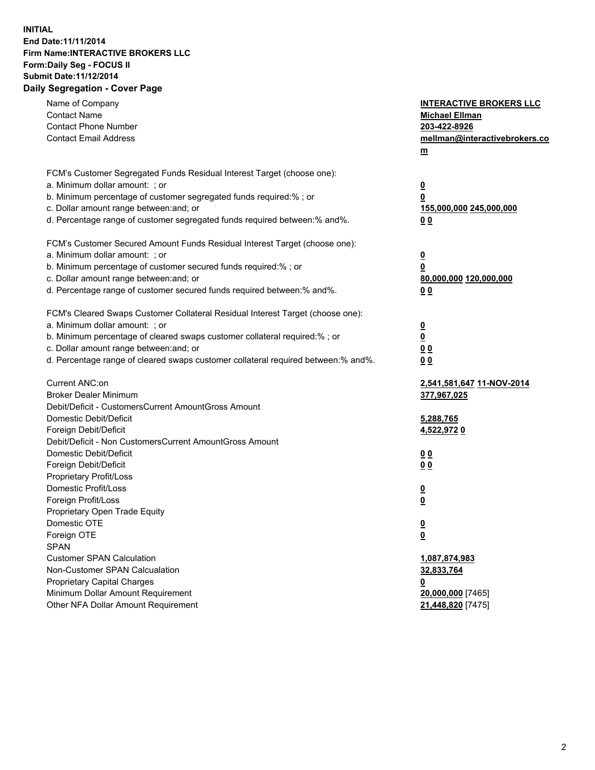**INITIAL**
**End Date:11/11/2014**
**Firm Name:INTERACTIVE BROKERS LLC**
**Form:Daily Seg - FOCUS II**
**Submit Date:11/12/2014**
**Daily Segregation - Cover Page**

| | |
|---|---|
| Name of Company | **INTERACTIVE BROKERS LLC** |
| Contact Name | **Michael Ellman** |
| Contact Phone Number | **203-422-8926** |
| Contact Email Address | **mellman@interactivebrokers.com** |
| FCM's Customer Segregated Funds Residual Interest Target (choose one): | |
| a. Minimum dollar amount: ; or | **0** |
| b. Minimum percentage of customer segregated funds required:% ; or | **0** |
| c. Dollar amount range between:and; or | **155,000,000 245,000,000** |
| d. Percentage range of customer segregated funds required between:% and%. | **0 0** |
| FCM's Customer Secured Amount Funds Residual Interest Target (choose one): | |
| a. Minimum dollar amount: ; or | **0** |
| b. Minimum percentage of customer secured funds required:% ; or | **0** |
| c. Dollar amount range between:and; or | **80,000,000 120,000,000** |
| d. Percentage range of customer secured funds required between:% and%. | **0 0** |
| FCM's Cleared Swaps Customer Collateral Residual Interest Target (choose one): | |
| a. Minimum dollar amount: ; or | **0** |
| b. Minimum percentage of cleared swaps customer collateral required:% ; or | **0** |
| c. Dollar amount range between:and; or | **0 0** |
| d. Percentage range of cleared swaps customer collateral required between:% and%. | **0 0** |
| Current ANC:on | **2,541,581,647 11-NOV-2014** |
| Broker Dealer Minimum | **377,967,025** |
| Debit/Deficit - CustomersCurrent AmountGross Amount | |
| Domestic Debit/Deficit | **5,288,765** |
| Foreign Debit/Deficit | **4,522,972 0** |
| Debit/Deficit - Non CustomersCurrent AmountGross Amount | |
| Domestic Debit/Deficit | **0 0** |
| Foreign Debit/Deficit | **0 0** |
| Proprietary Profit/Loss | |
| Domestic Profit/Loss | **0** |
| Foreign Profit/Loss | **0** |
| Proprietary Open Trade Equity | |
| Domestic OTE | **0** |
| Foreign OTE | **0** |
| SPAN | |
| Customer SPAN Calculation | **1,087,874,983** |
| Non-Customer SPAN Calcualation | **32,833,764** |
| Proprietary Capital Charges | **0** |
| Minimum Dollar Amount Requirement | **20,000,000** [7465] |
| Other NFA Dollar Amount Requirement | **21,448,820** [7475] |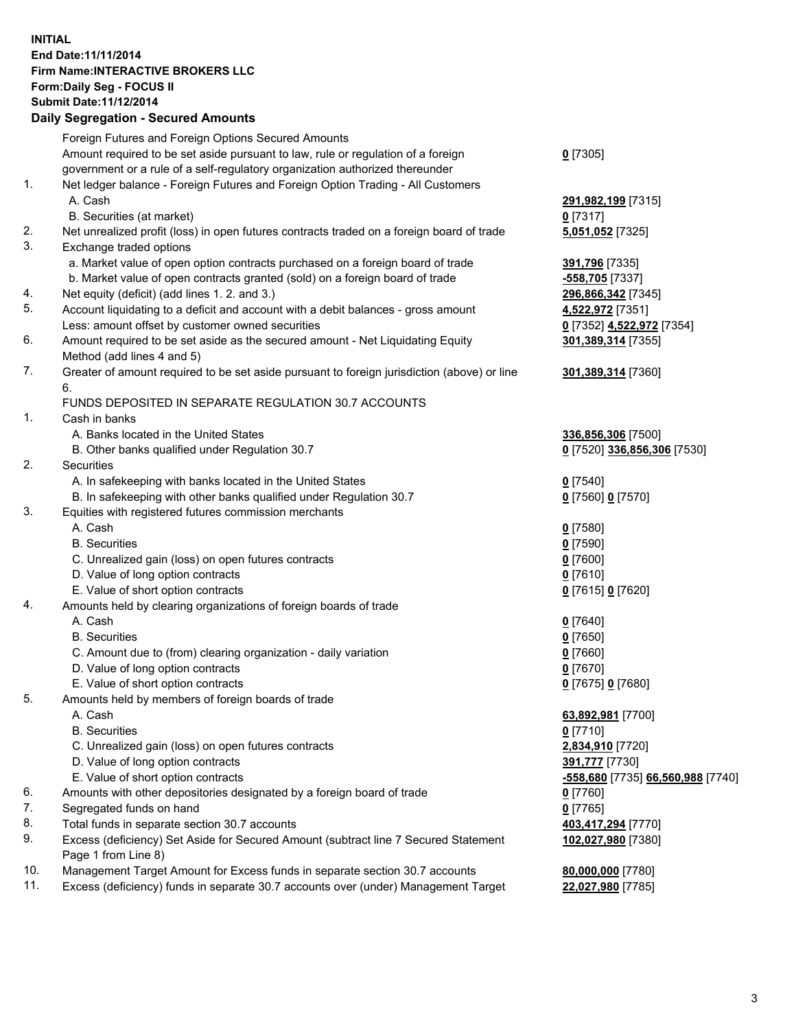**INITIAL**
**End Date:11/11/2014**
**Firm Name:INTERACTIVE BROKERS LLC**
**Form:Daily Seg - FOCUS II**
**Submit Date:11/12/2014**

## Daily Segregation - Secured Amounts

| | | |
|---|---|---|
| | Foreign Futures and Foreign Options Secured Amounts | |
| | Amount required to be set aside pursuant to law, rule or regulation of a foreign government or a rule of a self-regulatory organization authorized thereunder | **0** [7305] |
| 1. | Net ledger balance - Foreign Futures and Foreign Option Trading - All Customers | |
| | A. Cash | **291,982,199** [7315] |
| | B. Securities (at market) | **0** [7317] |
| 2. | Net unrealized profit (loss) in open futures contracts traded on a foreign board of trade | **5,051,052** [7325] |
| 3. | Exchange traded options | |
| | a. Market value of open option contracts purchased on a foreign board of trade | **391,796** [7335] |
| | b. Market value of open contracts granted (sold) on a foreign board of trade | **-558,705** [7337] |
| 4. | Net equity (deficit) (add lines 1. 2. and 3.) | **296,866,342** [7345] |
| 5. | Account liquidating to a deficit and account with a debit balances - gross amount | **4,522,972** [7351] |
| | Less: amount offset by customer owned securities | **0** [7352] **4,522,972** [7354] |
| 6. | Amount required to be set aside as the secured amount - Net Liquidating Equity Method (add lines 4 and 5) | **301,389,314** [7355] |
| 7. | Greater of amount required to be set aside pursuant to foreign jurisdiction (above) or line 6. | **301,389,314** [7360] |
| | FUNDS DEPOSITED IN SEPARATE REGULATION 30.7 ACCOUNTS | |
| 1. | Cash in banks | |
| | A. Banks located in the United States | **336,856,306** [7500] |
| | B. Other banks qualified under Regulation 30.7 | **0** [7520] **336,856,306** [7530] |
| 2. | Securities | |
| | A. In safekeeping with banks located in the United States | **0** [7540] |
| | B. In safekeeping with other banks qualified under Regulation 30.7 | **0** [7560] **0** [7570] |
| 3. | Equities with registered futures commission merchants | |
| | A. Cash | **0** [7580] |
| | B. Securities | **0** [7590] |
| | C. Unrealized gain (loss) on open futures contracts | **0** [7600] |
| | D. Value of long option contracts | **0** [7610] |
| | E. Value of short option contracts | **0** [7615] **0** [7620] |
| 4. | Amounts held by clearing organizations of foreign boards of trade | |
| | A. Cash | **0** [7640] |
| | B. Securities | **0** [7650] |
| | C. Amount due to (from) clearing organization - daily variation | **0** [7660] |
| | D. Value of long option contracts | **0** [7670] |
| | E. Value of short option contracts | **0** [7675] **0** [7680] |
| 5. | Amounts held by members of foreign boards of trade | |
| | A. Cash | **63,892,981** [7700] |
| | B. Securities | **0** [7710] |
| | C. Unrealized gain (loss) on open futures contracts | **2,834,910** [7720] |
| | D. Value of long option contracts | **391,777** [7730] |
| | E. Value of short option contracts | **-558,680** [7735] **66,560,988** [7740] |
| 6. | Amounts with other depositories designated by a foreign board of trade | **0** [7760] |
| 7. | Segregated funds on hand | **0** [7765] |
| 8. | Total funds in separate section 30.7 accounts | **403,417,294** [7770] |
| 9. | Excess (deficiency) Set Aside for Secured Amount (subtract line 7 Secured Statement Page 1 from Line 8) | **102,027,980** [7380] |
| 10. | Management Target Amount for Excess funds in separate section 30.7 accounts | **80,000,000** [7780] |
| 11. | Excess (deficiency) funds in separate 30.7 accounts over (under) Management Target | **22,027,980** [7785] |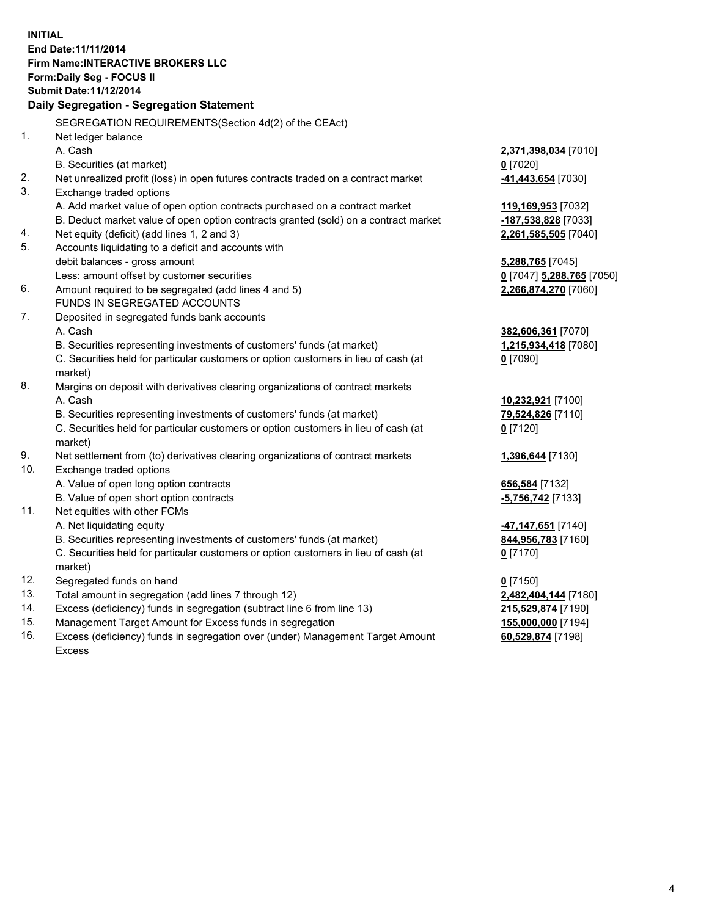**INITIAL**
**End Date:11/11/2014**
**Firm Name:INTERACTIVE BROKERS LLC**
**Form:Daily Seg - FOCUS II**
**Submit Date:11/12/2014**

### Daily Segregation - Segregation Statement

SEGREGATION REQUIREMENTS(Section 4d(2) of the CEAct)

| | | |
|---|---|---|
| 1. | Net ledger balance | |
| | A. Cash | **2,371,398,034** [7010] |
| | B. Securities (at market) | **0** [7020] |
| 2. | Net unrealized profit (loss) in open futures contracts traded on a contract market | **-41,443,654** [7030] |
| 3. | Exchange traded options | |
| | A. Add market value of open option contracts purchased on a contract market | **119,169,953** [7032] |
| | B. Deduct market value of open option contracts granted (sold) on a contract market | **-187,538,828** [7033] |
| 4. | Net equity (deficit) (add lines 1, 2 and 3) | **2,261,585,505** [7040] |
| 5. | Accounts liquidating to a deficit and accounts with debit balances - gross amount | **5,288,765** [7045] |
| | Less: amount offset by customer securities | **0** [7047] **5,288,765** [7050] |
| 6. | Amount required to be segregated (add lines 4 and 5) | **2,266,874,270** [7060] |
| | FUNDS IN SEGREGATED ACCOUNTS | |
| 7. | Deposited in segregated funds bank accounts | |
| | A. Cash | **382,606,361** [7070] |
| | B. Securities representing investments of customers' funds (at market) | **1,215,934,418** [7080] |
| | C. Securities held for particular customers or option customers in lieu of cash (at market) | **0** [7090] |
| 8. | Margins on deposit with derivatives clearing organizations of contract markets | |
| | A. Cash | **10,232,921** [7100] |
| | B. Securities representing investments of customers' funds (at market) | **79,524,826** [7110] |
| | C. Securities held for particular customers or option customers in lieu of cash (at market) | **0** [7120] |
| 9. | Net settlement from (to) derivatives clearing organizations of contract markets | **1,396,644** [7130] |
| 10. | Exchange traded options | |
| | A. Value of open long option contracts | **656,584** [7132] |
| | B. Value of open short option contracts | **-5,756,742** [7133] |
| 11. | Net equities with other FCMs | |
| | A. Net liquidating equity | **-47,147,651** [7140] |
| | B. Securities representing investments of customers' funds (at market) | **844,956,783** [7160] |
| | C. Securities held for particular customers or option customers in lieu of cash (at market) | **0** [7170] |
| 12. | Segregated funds on hand | **0** [7150] |
| 13. | Total amount in segregation (add lines 7 through 12) | **2,482,404,144** [7180] |
| 14. | Excess (deficiency) funds in segregation (subtract line 6 from line 13) | **215,529,874** [7190] |
| 15. | Management Target Amount for Excess funds in segregation | **155,000,000** [7194] |
| 16. | Excess (deficiency) funds in segregation over (under) Management Target Amount Excess | **60,529,874** [7198] |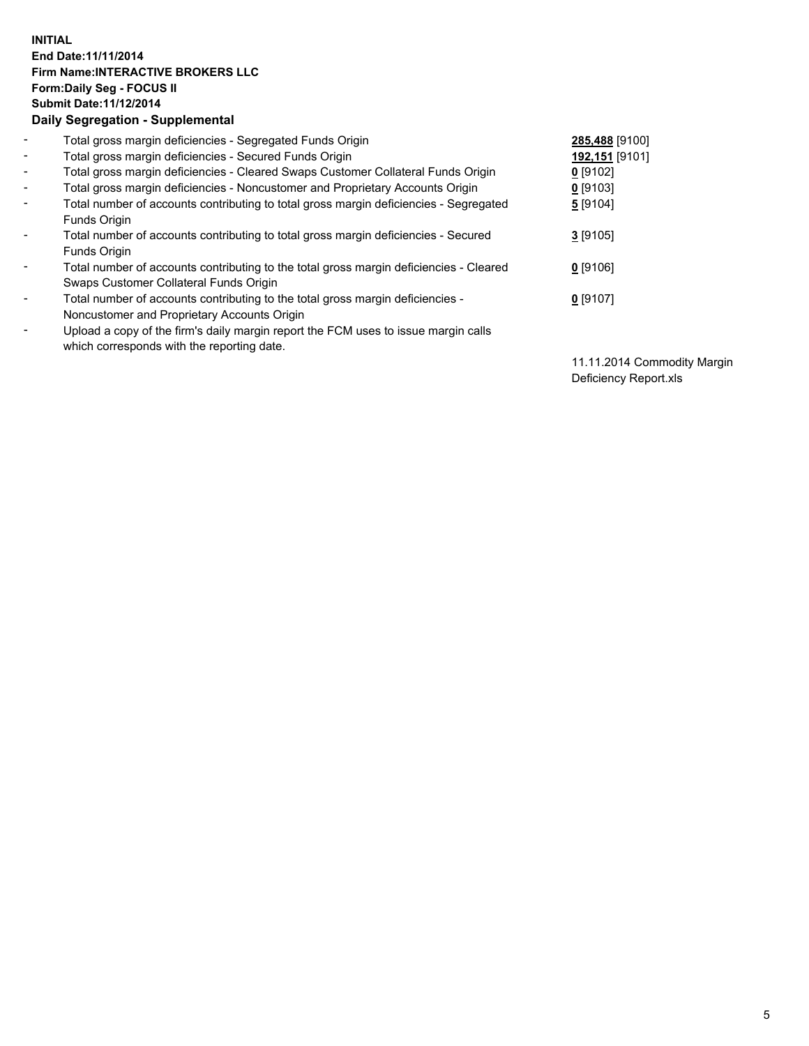**INITIAL**
**End Date:11/11/2014**
**Firm Name:INTERACTIVE BROKERS LLC**
**Form:Daily Seg - FOCUS II**
**Submit Date:11/12/2014**
**Daily Segregation - Supplemental**

| | | |
|---|---|---|
| - | Total gross margin deficiencies - Segregated Funds Origin | **285,488** [9100] |
| - | Total gross margin deficiencies - Secured Funds Origin | **192,151** [9101] |
| - | Total gross margin deficiencies - Cleared Swaps Customer Collateral Funds Origin | **0** [9102] |
| - | Total gross margin deficiencies - Noncustomer and Proprietary Accounts Origin | **0** [9103] |
| - | Total number of accounts contributing to total gross margin deficiencies - Segregated Funds Origin | **5** [9104] |
| - | Total number of accounts contributing to total gross margin deficiencies - Secured Funds Origin | **3** [9105] |
| - | Total number of accounts contributing to the total gross margin deficiencies - Cleared Swaps Customer Collateral Funds Origin | **0** [9106] |
| - | Total number of accounts contributing to the total gross margin deficiencies - Noncustomer and Proprietary Accounts Origin | **0** [9107] |
| - | Upload a copy of the firm's daily margin report the FCM uses to issue margin calls which corresponds with the reporting date. | 11.11.2014 Commodity Margin Deficiency Report.xls |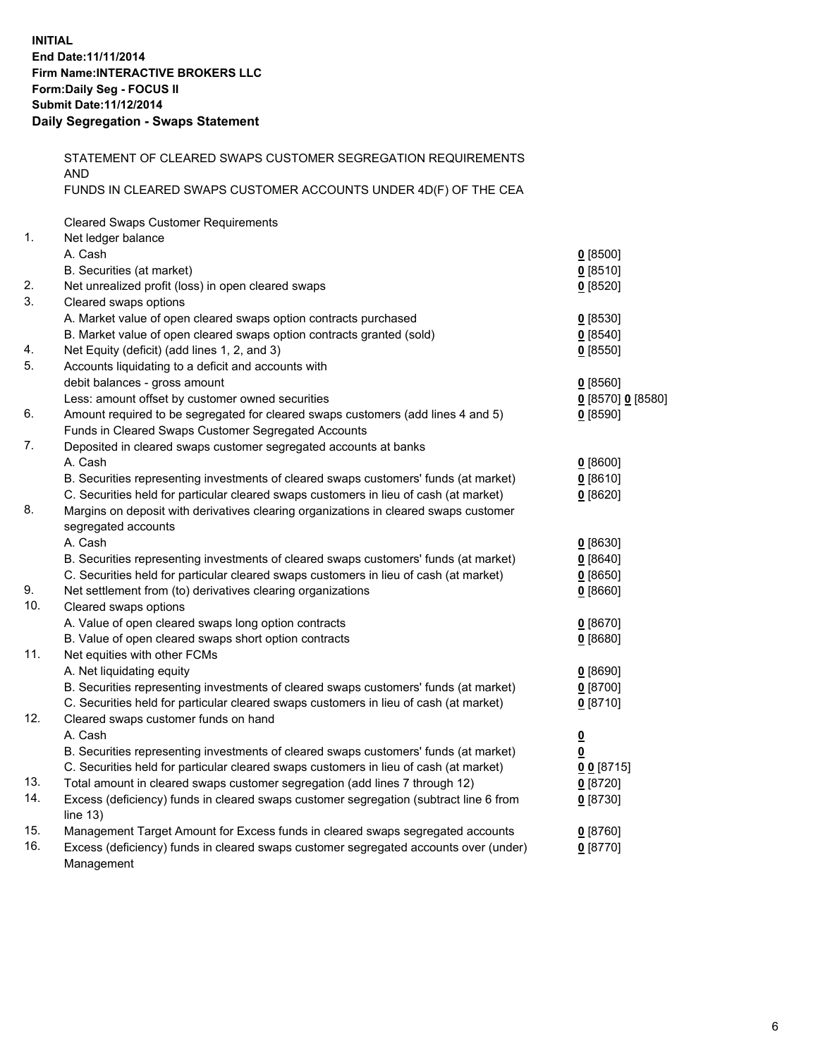**INITIAL**
**End Date:11/11/2014**
**Firm Name:INTERACTIVE BROKERS LLC**
**Form:Daily Seg - FOCUS II**
**Submit Date:11/12/2014**
**Daily Segregation - Swaps Statement**

STATEMENT OF CLEARED SWAPS CUSTOMER SEGREGATION REQUIREMENTS AND FUNDS IN CLEARED SWAPS CUSTOMER ACCOUNTS UNDER 4D(F) OF THE CEA

| | | |
|---|---|---|
| | Cleared Swaps Customer Requirements | |
| 1. | Net ledger balance | |
| | A. Cash | 0 [8500] |
| | B. Securities (at market) | 0 [8510] |
| 2. | Net unrealized profit (loss) in open cleared swaps | 0 [8520] |
| 3. | Cleared swaps options | |
| | A. Market value of open cleared swaps option contracts purchased | 0 [8530] |
| | B. Market value of open cleared swaps option contracts granted (sold) | 0 [8540] |
| 4. | Net Equity (deficit) (add lines 1, 2, and 3) | 0 [8550] |
| 5. | Accounts liquidating to a deficit and accounts with debit balances - gross amount | 0 [8560] |
| | Less: amount offset by customer owned securities | 0 [8570] 0 [8580] |
| 6. | Amount required to be segregated for cleared swaps customers (add lines 4 and 5) | 0 [8590] |
| | Funds in Cleared Swaps Customer Segregated Accounts | |
| 7. | Deposited in cleared swaps customer segregated accounts at banks | |
| | A. Cash | 0 [8600] |
| | B. Securities representing investments of cleared swaps customers' funds (at market) | 0 [8610] |
| | C. Securities held for particular cleared swaps customers in lieu of cash (at market) | 0 [8620] |
| 8. | Margins on deposit with derivatives clearing organizations in cleared swaps customer segregated accounts | |
| | A. Cash | 0 [8630] |
| | B. Securities representing investments of cleared swaps customers' funds (at market) | 0 [8640] |
| | C. Securities held for particular cleared swaps customers in lieu of cash (at market) | 0 [8650] |
| 9. | Net settlement from (to) derivatives clearing organizations | 0 [8660] |
| 10. | Cleared swaps options | |
| | A. Value of open cleared swaps long option contracts | 0 [8670] |
| | B. Value of open cleared swaps short option contracts | 0 [8680] |
| 11. | Net equities with other FCMs | |
| | A. Net liquidating equity | 0 [8690] |
| | B. Securities representing investments of cleared swaps customers' funds (at market) | 0 [8700] |
| | C. Securities held for particular cleared swaps customers in lieu of cash (at market) | 0 [8710] |
| 12. | Cleared swaps customer funds on hand | |
| | A. Cash | 0 |
| | B. Securities representing investments of cleared swaps customers' funds (at market) | 0 |
| | C. Securities held for particular cleared swaps customers in lieu of cash (at market) | 0 0 [8715] |
| 13. | Total amount in cleared swaps customer segregation (add lines 7 through 12) | 0 [8720] |
| 14. | Excess (deficiency) funds in cleared swaps customer segregation (subtract line 6 from line 13) | 0 [8730] |
| 15. | Management Target Amount for Excess funds in cleared swaps segregated accounts | 0 [8760] |
| 16. | Excess (deficiency) funds in cleared swaps customer segregated accounts over (under) Management | 0 [8770] |